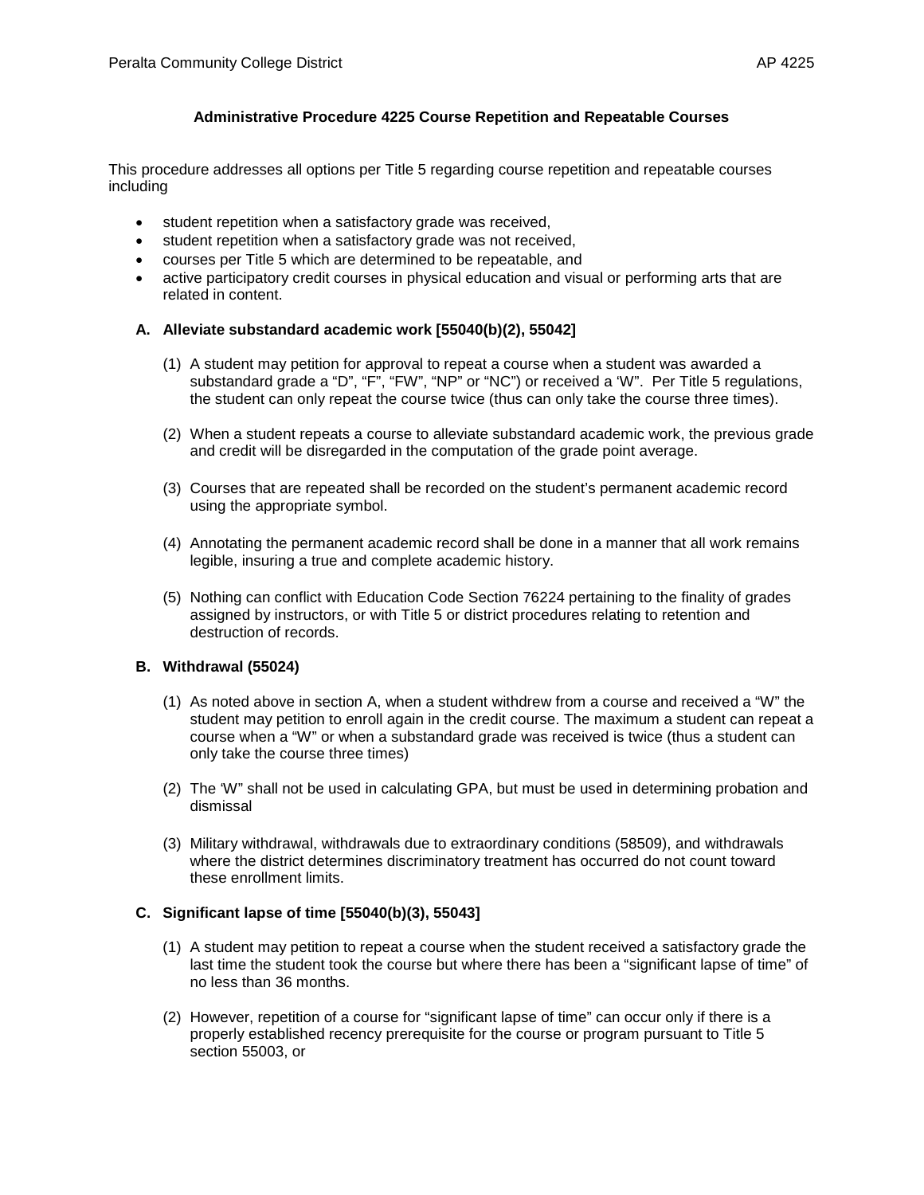# Administrative Procedure 4225 Course Repetition and Repeatable Courses

This procedure addresses all options per Title 5 regarding course repetition and repeatable courses including

- student repetition when a satisfactory grade was received,
- student repetition when a satisfactory grade was not received,
- courses per Title 5 which are determined to be repeatable, and
- active participatory credit courses in physical education and visual or performing arts that are related in content.

## A. Alleviate substandard academic work [55040(b)(2), 55042]

(1) A student may petition for approval to repeat a course when a student was awarded a substandard grade a "D", "F", "FW", "NP" or "NC") or received a 'W". Per Title 5 regulations, the student can only repeat the course twice (thus can only take the course three times).

(2) When a student repeats a course to alleviate substandard academic work, the previous grade and credit will be disregarded in the computation of the grade point average.

(3) Courses that are repeated shall be recorded on the student's permanent academic record using the appropriate symbol.

(4) Annotating the permanent academic record shall be done in a manner that all work remains legible, insuring a true and complete academic history.

(5) Nothing can conflict with Education Code Section 76224 pertaining to the finality of grades assigned by instructors, or with Title 5 or district procedures relating to retention and destruction of records.

## B. Withdrawal (55024)

(1) As noted above in section A, when a student withdrew from a course and received a "W" the student may petition to enroll again in the credit course. The maximum a student can repeat a course when a "W" or when a substandard grade was received is twice (thus a student can only take the course three times)

(2) The 'W" shall not be used in calculating GPA, but must be used in determining probation and dismissal

(3) Military withdrawal, withdrawals due to extraordinary conditions (58509), and withdrawals where the district determines discriminatory treatment has occurred do not count toward these enrollment limits.

## C. Significant lapse of time [55040(b)(3), 55043]

(1) A student may petition to repeat a course when the student received a satisfactory grade the last time the student took the course but where there has been a "significant lapse of time" of no less than 36 months.

(2) However, repetition of a course for "significant lapse of time" can occur only if there is a properly established recency prerequisite for the course or program pursuant to Title 5 section 55003, or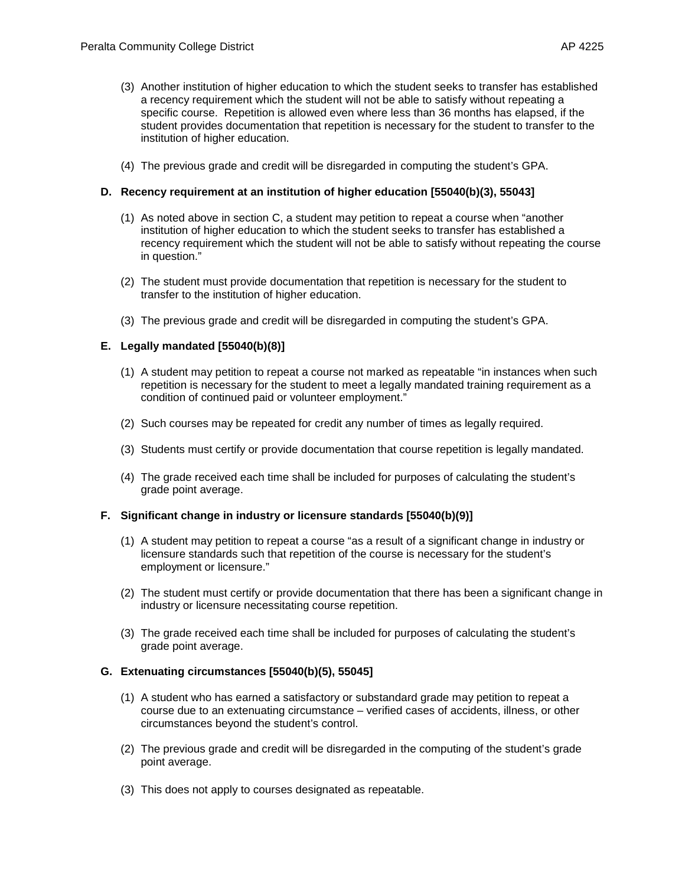(3) Another institution of higher education to which the student seeks to transfer has established a recency requirement which the student will not be able to satisfy without repeating a specific course. Repetition is allowed even where less than 36 months has elapsed, if the student provides documentation that repetition is necessary for the student to transfer to the institution of higher education.

(4) The previous grade and credit will be disregarded in computing the student's GPA.

### D. Recency requirement at an institution of higher education [55040(b)(3), 55043]

(1) As noted above in section C, a student may petition to repeat a course when "another institution of higher education to which the student seeks to transfer has established a recency requirement which the student will not be able to satisfy without repeating the course in question."

(2) The student must provide documentation that repetition is necessary for the student to transfer to the institution of higher education.

(3) The previous grade and credit will be disregarded in computing the student's GPA.

### E. Legally mandated [55040(b)(8)]

(1) A student may petition to repeat a course not marked as repeatable "in instances when such repetition is necessary for the student to meet a legally mandated training requirement as a condition of continued paid or volunteer employment."

(2) Such courses may be repeated for credit any number of times as legally required.

(3) Students must certify or provide documentation that course repetition is legally mandated.

(4) The grade received each time shall be included for purposes of calculating the student's grade point average.

### F. Significant change in industry or licensure standards [55040(b)(9)]

(1) A student may petition to repeat a course "as a result of a significant change in industry or licensure standards such that repetition of the course is necessary for the student's employment or licensure."

(2) The student must certify or provide documentation that there has been a significant change in industry or licensure necessitating course repetition.

(3) The grade received each time shall be included for purposes of calculating the student's grade point average.

### G. Extenuating circumstances [55040(b)(5), 55045]

(1) A student who has earned a satisfactory or substandard grade may petition to repeat a course due to an extenuating circumstance – verified cases of accidents, illness, or other circumstances beyond the student's control.

(2) The previous grade and credit will be disregarded in the computing of the student's grade point average.

(3) This does not apply to courses designated as repeatable.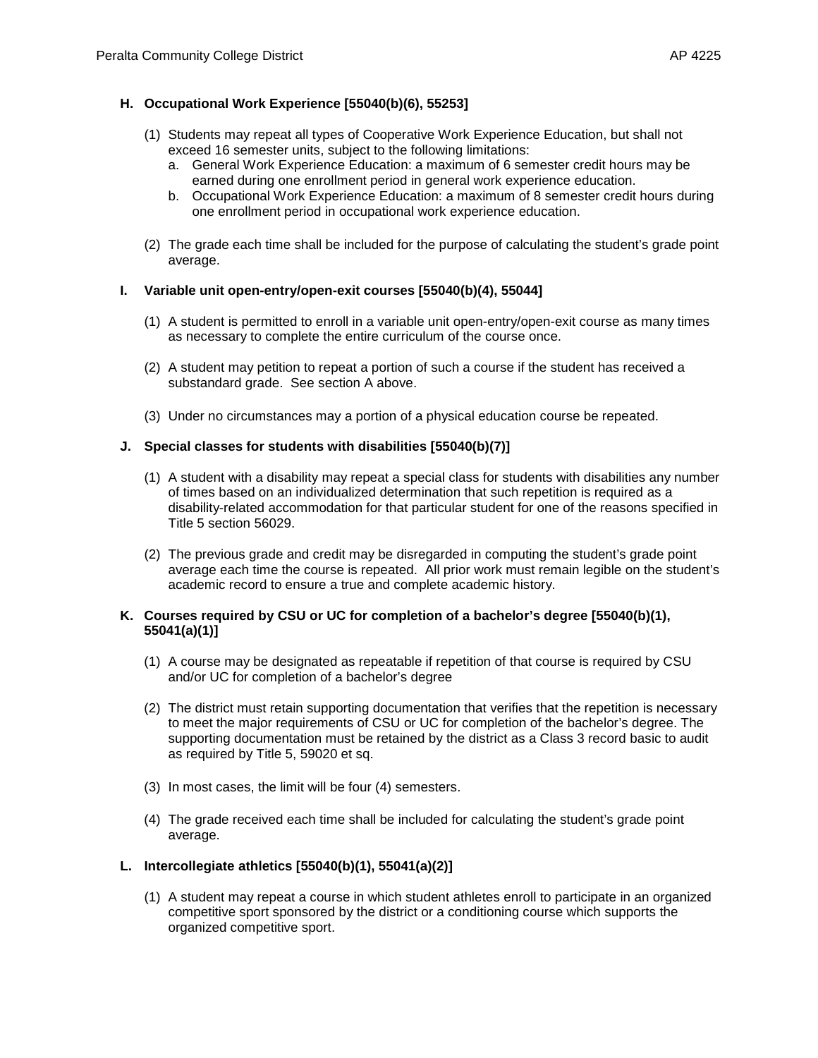### H. Occupational Work Experience [55040(b)(6), 55253]

(1) Students may repeat all types of Cooperative Work Experience Education, but shall not exceed 16 semester units, subject to the following limitations:

   a. General Work Experience Education: a maximum of 6 semester credit hours may be earned during one enrollment period in general work experience education.

   b. Occupational Work Experience Education: a maximum of 8 semester credit hours during one enrollment period in occupational work experience education.

(2) The grade each time shall be included for the purpose of calculating the student's grade point average.

### I. Variable unit open-entry/open-exit courses [55040(b)(4), 55044]

(1) A student is permitted to enroll in a variable unit open-entry/open-exit course as many times as necessary to complete the entire curriculum of the course once.

(2) A student may petition to repeat a portion of such a course if the student has received a substandard grade. See section A above.

(3) Under no circumstances may a portion of a physical education course be repeated.

### J. Special classes for students with disabilities [55040(b)(7)]

(1) A student with a disability may repeat a special class for students with disabilities any number of times based on an individualized determination that such repetition is required as a disability-related accommodation for that particular student for one of the reasons specified in Title 5 section 56029.

(2) The previous grade and credit may be disregarded in computing the student's grade point average each time the course is repeated. All prior work must remain legible on the student's academic record to ensure a true and complete academic history.

### K. Courses required by CSU or UC for completion of a bachelor's degree [55040(b)(1), 55041(a)(1)]

(1) A course may be designated as repeatable if repetition of that course is required by CSU and/or UC for completion of a bachelor's degree

(2) The district must retain supporting documentation that verifies that the repetition is necessary to meet the major requirements of CSU or UC for completion of the bachelor's degree. The supporting documentation must be retained by the district as a Class 3 record basic to audit as required by Title 5, 59020 et sq.

(3) In most cases, the limit will be four (4) semesters.

(4) The grade received each time shall be included for calculating the student's grade point average.

### L. Intercollegiate athletics [55040(b)(1), 55041(a)(2)]

(1) A student may repeat a course in which student athletes enroll to participate in an organized competitive sport sponsored by the district or a conditioning course which supports the organized competitive sport.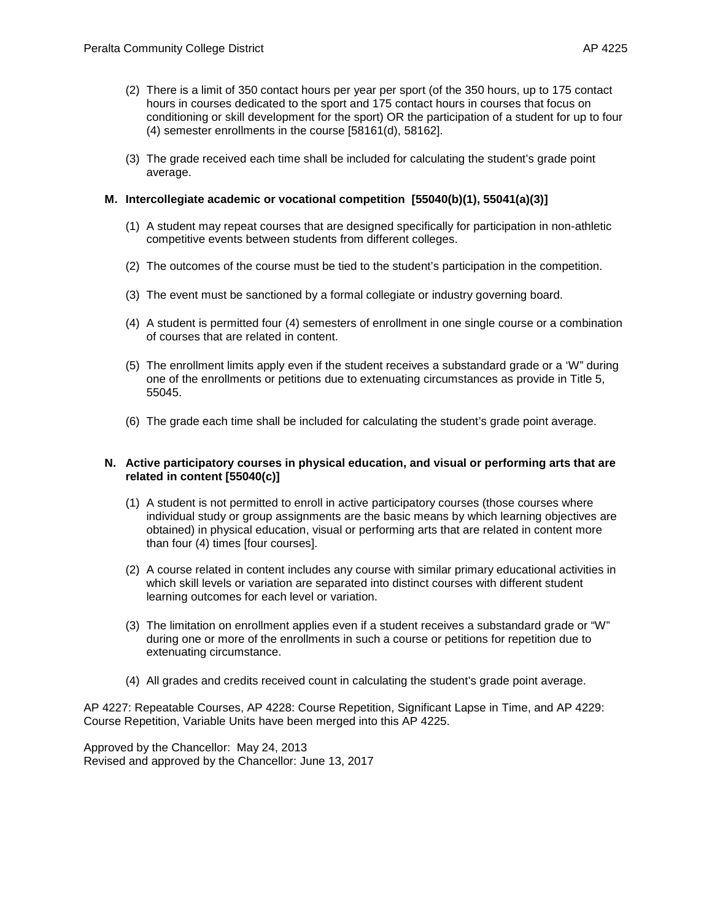(2) There is a limit of 350 contact hours per year per sport (of the 350 hours, up to 175 contact hours in courses dedicated to the sport and 175 contact hours in courses that focus on conditioning or skill development for the sport) OR the participation of a student for up to four (4) semester enrollments in the course [58161(d), 58162].

(3) The grade received each time shall be included for calculating the student's grade point average.

**M. Intercollegiate academic or vocational competition [55040(b)(1), 55041(a)(3)]**

(1) A student may repeat courses that are designed specifically for participation in non-athletic competitive events between students from different colleges.

(2) The outcomes of the course must be tied to the student's participation in the competition.

(3) The event must be sanctioned by a formal collegiate or industry governing board.

(4) A student is permitted four (4) semesters of enrollment in one single course or a combination of courses that are related in content.

(5) The enrollment limits apply even if the student receives a substandard grade or a 'W" during one of the enrollments or petitions due to extenuating circumstances as provide in Title 5, 55045.

(6) The grade each time shall be included for calculating the student's grade point average.

**N. Active participatory courses in physical education, and visual or performing arts that are related in content [55040(c)]**

(1) A student is not permitted to enroll in active participatory courses (those courses where individual study or group assignments are the basic means by which learning objectives are obtained) in physical education, visual or performing arts that are related in content more than four (4) times [four courses].

(2) A course related in content includes any course with similar primary educational activities in which skill levels or variation are separated into distinct courses with different student learning outcomes for each level or variation.

(3) The limitation on enrollment applies even if a student receives a substandard grade or "W" during one or more of the enrollments in such a course or petitions for repetition due to extenuating circumstance.

(4) All grades and credits received count in calculating the student's grade point average.

AP 4227: Repeatable Courses, AP 4228: Course Repetition, Significant Lapse in Time, and AP 4229: Course Repetition, Variable Units have been merged into this AP 4225.

Approved by the Chancellor: May 24, 2013
Revised and approved by the Chancellor: June 13, 2017